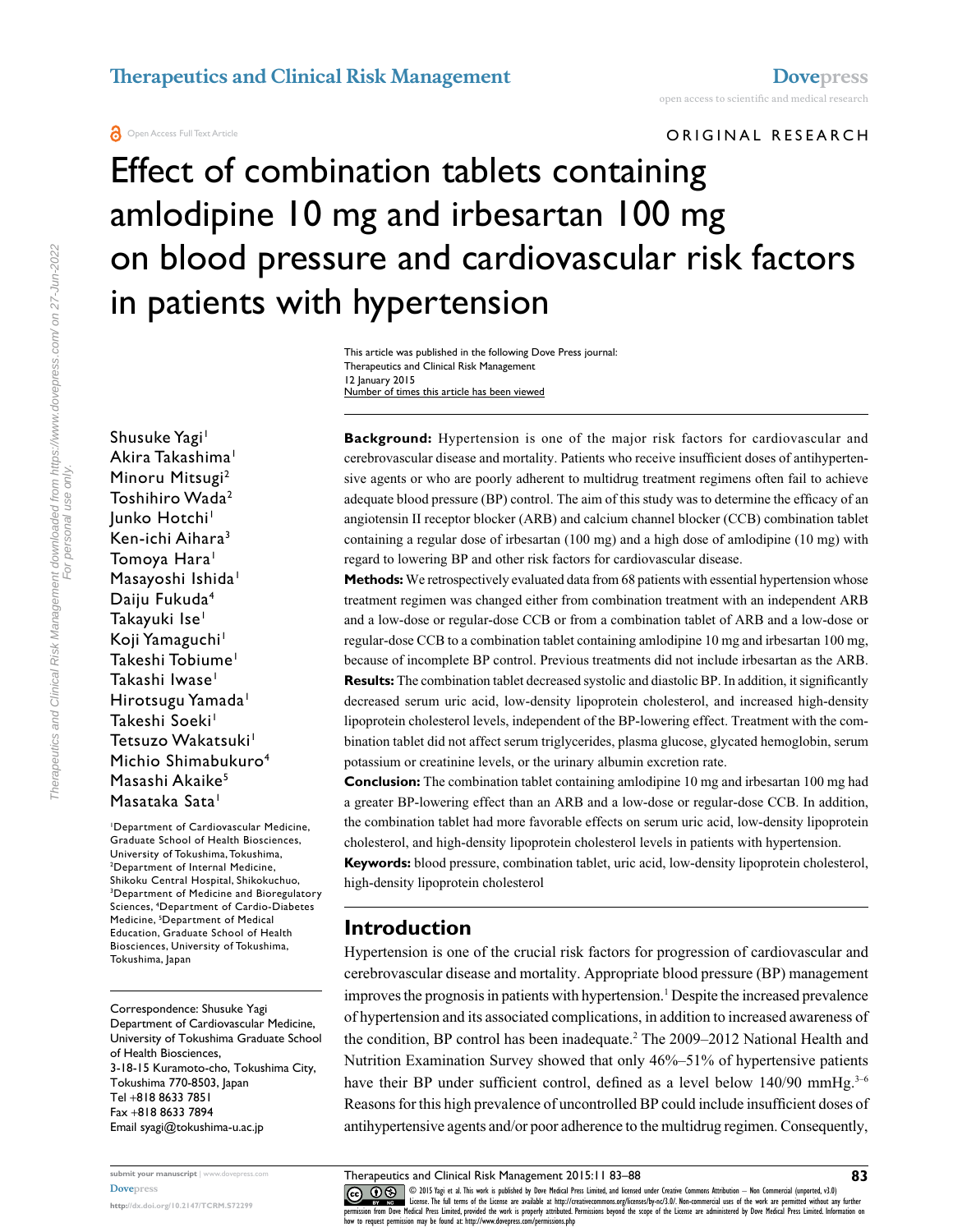ORIGINAL RESEARCH

# Effect of combination tablets containing amlodipine 10 mg and irbesartan 100 mg on blood pressure and cardiovascular risk factors in patients with hypertension

This article was published in the following Dove Press journal:
Therapeutics and Clinical Risk Management
12 January 2015
Number of times this article has been viewed

Shusuke Yagi[1]
Akira Takashima[1]
Minoru Mitsugi[2]
Toshihiro Wada[2]
Junko Hotchi[1]
Ken-ichi Aihara[3]
Tomoya Hara[1]
Masayoshi Ishida[1]
Daiju Fukuda[4]
Takayuki Ise[1]
Koji Yamaguchi[1]
Takeshi Tobiume[1]
Takashi Iwase[1]
Hirotsugu Yamada[1]
Takeshi Soeki[1]
Tetsuzo Wakatsuki[1]
Michio Shimabukuro[4]
Masashi Akaike[5]
Masataka Sata[1]

[1]Department of Cardiovascular Medicine, Graduate School of Health Biosciences, University of Tokushima, Tokushima, [2]Department of Internal Medicine, Shikoku Central Hospital, Shikokuchuo, [3]Department of Medicine and Bioregulatory Sciences, [4]Department of Cardio-Diabetes Medicine, [5]Department of Medical Education, Graduate School of Health Biosciences, University of Tokushima, Tokushima, Japan

Correspondence: Shusuke Yagi
Department of Cardiovascular Medicine, University of Tokushima Graduate School of Health Biosciences, 3-18-15 Kuramoto-cho, Tokushima City, Tokushima 770-8503, Japan
Tel +818 8633 7851
Fax +818 8633 7894
Email syagi@tokushima-u.ac.jp

**Background:** Hypertension is one of the major risk factors for cardiovascular and cerebrovascular disease and mortality. Patients who receive insufficient doses of antihypertensive agents or who are poorly adherent to multidrug treatment regimens often fail to achieve adequate blood pressure (BP) control. The aim of this study was to determine the efficacy of an angiotensin II receptor blocker (ARB) and calcium channel blocker (CCB) combination tablet containing a regular dose of irbesartan (100 mg) and a high dose of amlodipine (10 mg) with regard to lowering BP and other risk factors for cardiovascular disease.

**Methods:** We retrospectively evaluated data from 68 patients with essential hypertension whose treatment regimen was changed either from combination treatment with an independent ARB and a low-dose or regular-dose CCB or from a combination tablet of ARB and a low-dose or regular-dose CCB to a combination tablet containing amlodipine 10 mg and irbesartan 100 mg, because of incomplete BP control. Previous treatments did not include irbesartan as the ARB.

**Results:** The combination tablet decreased systolic and diastolic BP. In addition, it significantly decreased serum uric acid, low-density lipoprotein cholesterol, and increased high-density lipoprotein cholesterol levels, independent of the BP-lowering effect. Treatment with the combination tablet did not affect serum triglycerides, plasma glucose, glycated hemoglobin, serum potassium or creatinine levels, or the urinary albumin excretion rate.

**Conclusion:** The combination tablet containing amlodipine 10 mg and irbesartan 100 mg had a greater BP-lowering effect than an ARB and a low-dose or regular-dose CCB. In addition, the combination tablet had more favorable effects on serum uric acid, low-density lipoprotein cholesterol, and high-density lipoprotein cholesterol levels in patients with hypertension.

**Keywords:** blood pressure, combination tablet, uric acid, low-density lipoprotein cholesterol, high-density lipoprotein cholesterol

## Introduction

Hypertension is one of the crucial risk factors for progression of cardiovascular and cerebrovascular disease and mortality. Appropriate blood pressure (BP) management improves the prognosis in patients with hypertension.[1] Despite the increased prevalence of hypertension and its associated complications, in addition to increased awareness of the condition, BP control has been inadequate.[2] The 2009–2012 National Health and Nutrition Examination Survey showed that only 46%–51% of hypertensive patients have their BP under sufficient control, defined as a level below 140/90 mmHg.[3–6] Reasons for this high prevalence of uncontrolled BP could include insufficient doses of antihypertensive agents and/or poor adherence to the multidrug regimen. Consequently,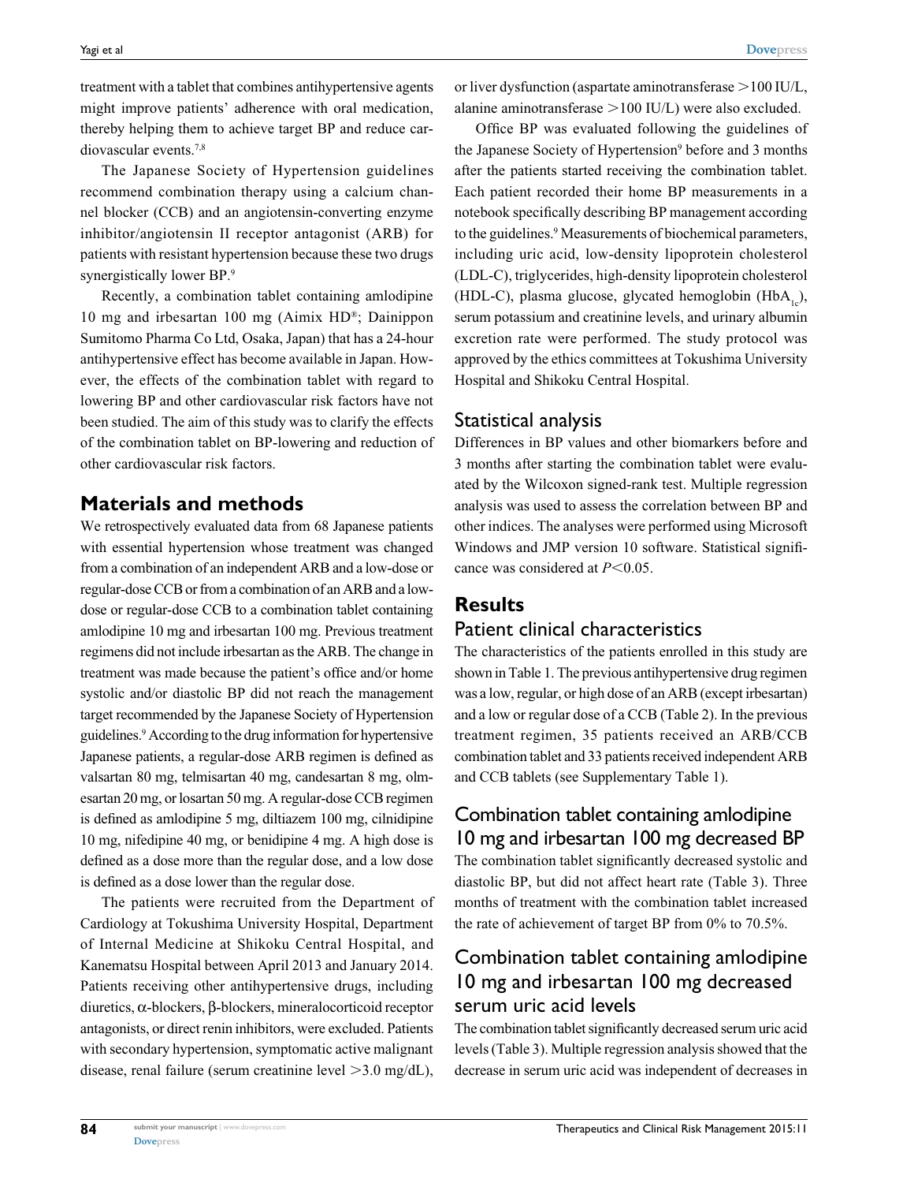treatment with a tablet that combines antihypertensive agents might improve patients' adherence with oral medication, thereby helping them to achieve target BP and reduce cardiovascular events.[7,8]

The Japanese Society of Hypertension guidelines recommend combination therapy using a calcium channel blocker (CCB) and an angiotensin-converting enzyme inhibitor/angiotensin II receptor antagonist (ARB) for patients with resistant hypertension because these two drugs synergistically lower BP.[9]

Recently, a combination tablet containing amlodipine 10 mg and irbesartan 100 mg (Aimix HD®; Dainippon Sumitomo Pharma Co Ltd, Osaka, Japan) that has a 24-hour antihypertensive effect has become available in Japan. However, the effects of the combination tablet with regard to lowering BP and other cardiovascular risk factors have not been studied. The aim of this study was to clarify the effects of the combination tablet on BP-lowering and reduction of other cardiovascular risk factors.

## Materials and methods

We retrospectively evaluated data from 68 Japanese patients with essential hypertension whose treatment was changed from a combination of an independent ARB and a low-dose or regular-dose CCB or from a combination of an ARB and a low-dose or regular-dose CCB to a combination tablet containing amlodipine 10 mg and irbesartan 100 mg. Previous treatment regimens did not include irbesartan as the ARB. The change in treatment was made because the patient's office and/or home systolic and/or diastolic BP did not reach the management target recommended by the Japanese Society of Hypertension guidelines.[9] According to the drug information for hypertensive Japanese patients, a regular-dose ARB regimen is defined as valsartan 80 mg, telmisartan 40 mg, candesartan 8 mg, olmesartan 20 mg, or losartan 50 mg. A regular-dose CCB regimen is defined as amlodipine 5 mg, diltiazem 100 mg, cilnidipine 10 mg, nifedipine 40 mg, or benidipine 4 mg. A high dose is defined as a dose more than the regular dose, and a low dose is defined as a dose lower than the regular dose.

The patients were recruited from the Department of Cardiology at Tokushima University Hospital, Department of Internal Medicine at Shikoku Central Hospital, and Kanematsu Hospital between April 2013 and January 2014. Patients receiving other antihypertensive drugs, including diuretics, α-blockers, β-blockers, mineralocorticoid receptor antagonists, or direct renin inhibitors, were excluded. Patients with secondary hypertension, symptomatic active malignant disease, renal failure (serum creatinine level >3.0 mg/dL), or liver dysfunction (aspartate aminotransferase >100 IU/L, alanine aminotransferase >100 IU/L) were also excluded.

Office BP was evaluated following the guidelines of the Japanese Society of Hypertension[9] before and 3 months after the patients started receiving the combination tablet. Each patient recorded their home BP measurements in a notebook specifically describing BP management according to the guidelines.[9] Measurements of biochemical parameters, including uric acid, low-density lipoprotein cholesterol (LDL-C), triglycerides, high-density lipoprotein cholesterol (HDL-C), plasma glucose, glycated hemoglobin ($HbA_{1c}$), serum potassium and creatinine levels, and urinary albumin excretion rate were performed. The study protocol was approved by the ethics committees at Tokushima University Hospital and Shikoku Central Hospital.

### Statistical analysis

Differences in BP values and other biomarkers before and 3 months after starting the combination tablet were evaluated by the Wilcoxon signed-rank test. Multiple regression analysis was used to assess the correlation between BP and other indices. The analyses were performed using Microsoft Windows and JMP version 10 software. Statistical significance was considered at $P<0.05$.

## Results

### Patient clinical characteristics

The characteristics of the patients enrolled in this study are shown in Table 1. The previous antihypertensive drug regimen was a low, regular, or high dose of an ARB (except irbesartan) and a low or regular dose of a CCB (Table 2). In the previous treatment regimen, 35 patients received an ARB/CCB combination tablet and 33 patients received independent ARB and CCB tablets (see Supplementary Table 1).

### Combination tablet containing amlodipine 10 mg and irbesartan 100 mg decreased BP

The combination tablet significantly decreased systolic and diastolic BP, but did not affect heart rate (Table 3). Three months of treatment with the combination tablet increased the rate of achievement of target BP from 0% to 70.5%.

### Combination tablet containing amlodipine 10 mg and irbesartan 100 mg decreased serum uric acid levels

The combination tablet significantly decreased serum uric acid levels (Table 3). Multiple regression analysis showed that the decrease in serum uric acid was independent of decreases in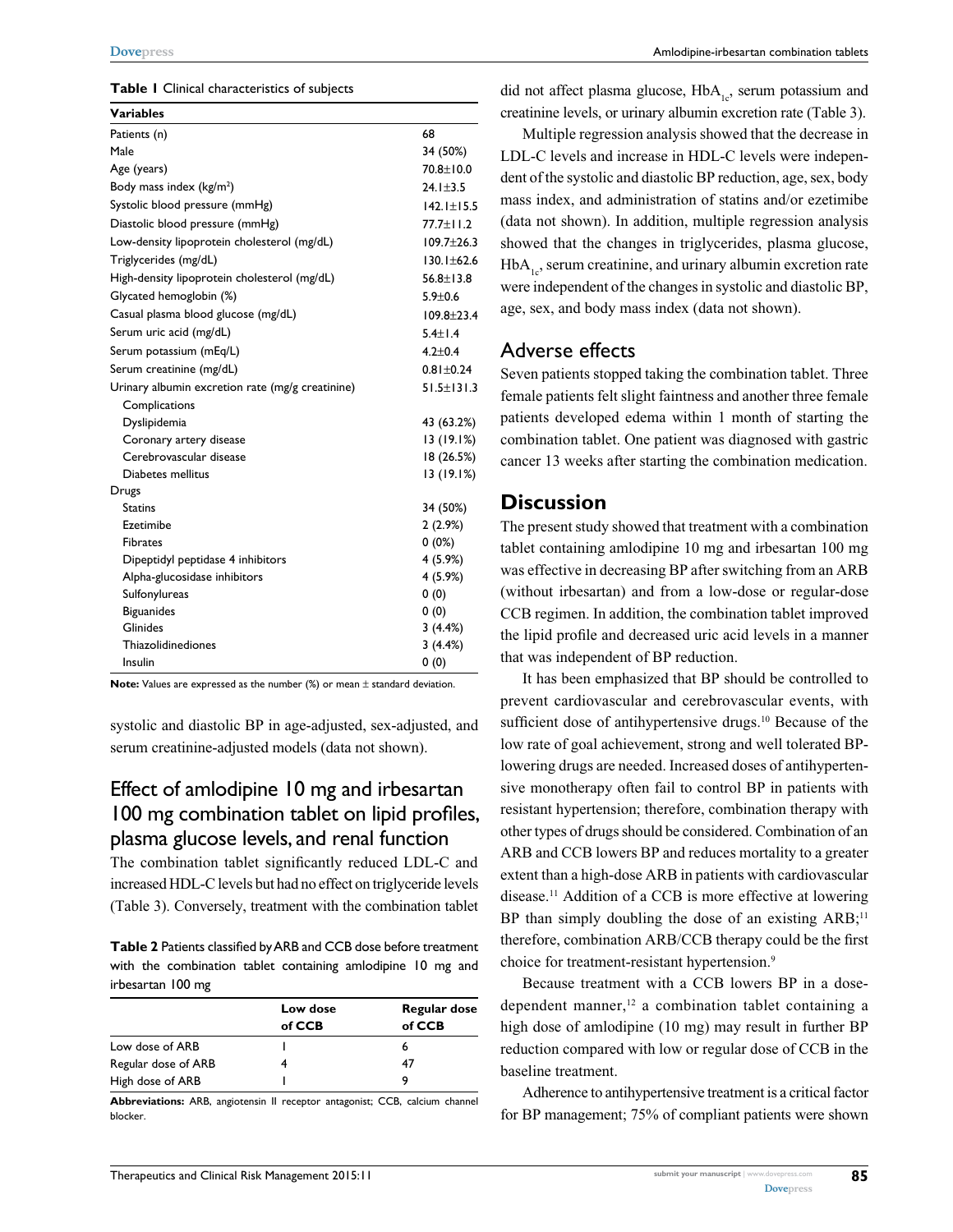**Table 1** Clinical characteristics of subjects

| Variables | |
|---|---|
| Patients (n) | 68 |
| Male | 34 (50%) |
| Age (years) | 70.8±10.0 |
| Body mass index (kg/m$^2$) | 24.1±3.5 |
| Systolic blood pressure (mmHg) | 142.1±15.5 |
| Diastolic blood pressure (mmHg) | 77.7±11.2 |
| Low-density lipoprotein cholesterol (mg/dL) | 109.7±26.3 |
| Triglycerides (mg/dL) | 130.1±62.6 |
| High-density lipoprotein cholesterol (mg/dL) | 56.8±13.8 |
| Glycated hemoglobin (%) | 5.9±0.6 |
| Casual plasma blood glucose (mg/dL) | 109.8±23.4 |
| Serum uric acid (mg/dL) | 5.4±1.4 |
| Serum potassium (mEq/L) | 4.2±0.4 |
| Serum creatinine (mg/dL) | 0.81±0.24 |
| Urinary albumin excretion rate (mg/g creatinine) | 51.5±131.3 |
| Complications | |
| Dyslipidemia | 43 (63.2%) |
| Coronary artery disease | 13 (19.1%) |
| Cerebrovascular disease | 18 (26.5%) |
| Diabetes mellitus | 13 (19.1%) |
| Drugs | |
| Statins | 34 (50%) |
| Ezetimibe | 2 (2.9%) |
| Fibrates | 0 (0%) |
| Dipeptidyl peptidase 4 inhibitors | 4 (5.9%) |
| Alpha-glucosidase inhibitors | 4 (5.9%) |
| Sulfonylureas | 0 (0) |
| Biguanides | 0 (0) |
| Glinides | 3 (4.4%) |
| Thiazolidinediones | 3 (4.4%) |
| Insulin | 0 (0) |

**Note:** Values are expressed as the number (%) or mean ± standard deviation.

systolic and diastolic BP in age-adjusted, sex-adjusted, and serum creatinine-adjusted models (data not shown).

### Effect of amlodipine 10 mg and irbesartan 100 mg combination tablet on lipid profiles, plasma glucose levels, and renal function

The combination tablet significantly reduced LDL-C and increased HDL-C levels but had no effect on triglyceride levels (Table 3). Conversely, treatment with the combination tablet did not affect plasma glucose, $HbA_{1c}$, serum potassium and creatinine levels, or urinary albumin excretion rate (Table 3).

Multiple regression analysis showed that the decrease in LDL-C levels and increase in HDL-C levels were independent of the systolic and diastolic BP reduction, age, sex, body mass index, and administration of statins and/or ezetimibe (data not shown). In addition, multiple regression analysis showed that the changes in triglycerides, plasma glucose, $HbA_{1c}$, serum creatinine, and urinary albumin excretion rate were independent of the changes in systolic and diastolic BP, age, sex, and body mass index (data not shown).

**Table 2** Patients classified by ARB and CCB dose before treatment with the combination tablet containing amlodipine 10 mg and irbesartan 100 mg

| | Low dose of CCB | Regular dose of CCB |
|---|---|---|
| Low dose of ARB | 1 | 6 |
| Regular dose of ARB | 4 | 47 |
| High dose of ARB | 1 | 9 |

**Abbreviations:** ARB, angiotensin II receptor antagonist; CCB, calcium channel blocker.

## Adverse effects

Seven patients stopped taking the combination tablet. Three female patients felt slight faintness and another three female patients developed edema within 1 month of starting the combination tablet. One patient was diagnosed with gastric cancer 13 weeks after starting the combination medication.

## Discussion

The present study showed that treatment with a combination tablet containing amlodipine 10 mg and irbesartan 100 mg was effective in decreasing BP after switching from an ARB (without irbesartan) and from a low-dose or regular-dose CCB regimen. In addition, the combination tablet improved the lipid profile and decreased uric acid levels in a manner that was independent of BP reduction.

It has been emphasized that BP should be controlled to prevent cardiovascular and cerebrovascular events, with sufficient dose of antihypertensive drugs.[10] Because of the low rate of goal achievement, strong and well tolerated BP-lowering drugs are needed. Increased doses of antihypertensive monotherapy often fail to control BP in patients with resistant hypertension; therefore, combination therapy with other types of drugs should be considered. Combination of an ARB and CCB lowers BP and reduces mortality to a greater extent than a high-dose ARB in patients with cardiovascular disease.[11] Addition of a CCB is more effective at lowering BP than simply doubling the dose of an existing ARB;[11] therefore, combination ARB/CCB therapy could be the first choice for treatment-resistant hypertension.[9]

Because treatment with a CCB lowers BP in a dose-dependent manner,[12] a combination tablet containing a high dose of amlodipine (10 mg) may result in further BP reduction compared with low or regular dose of CCB in the baseline treatment.

Adherence to antihypertensive treatment is a critical factor for BP management; 75% of compliant patients were shown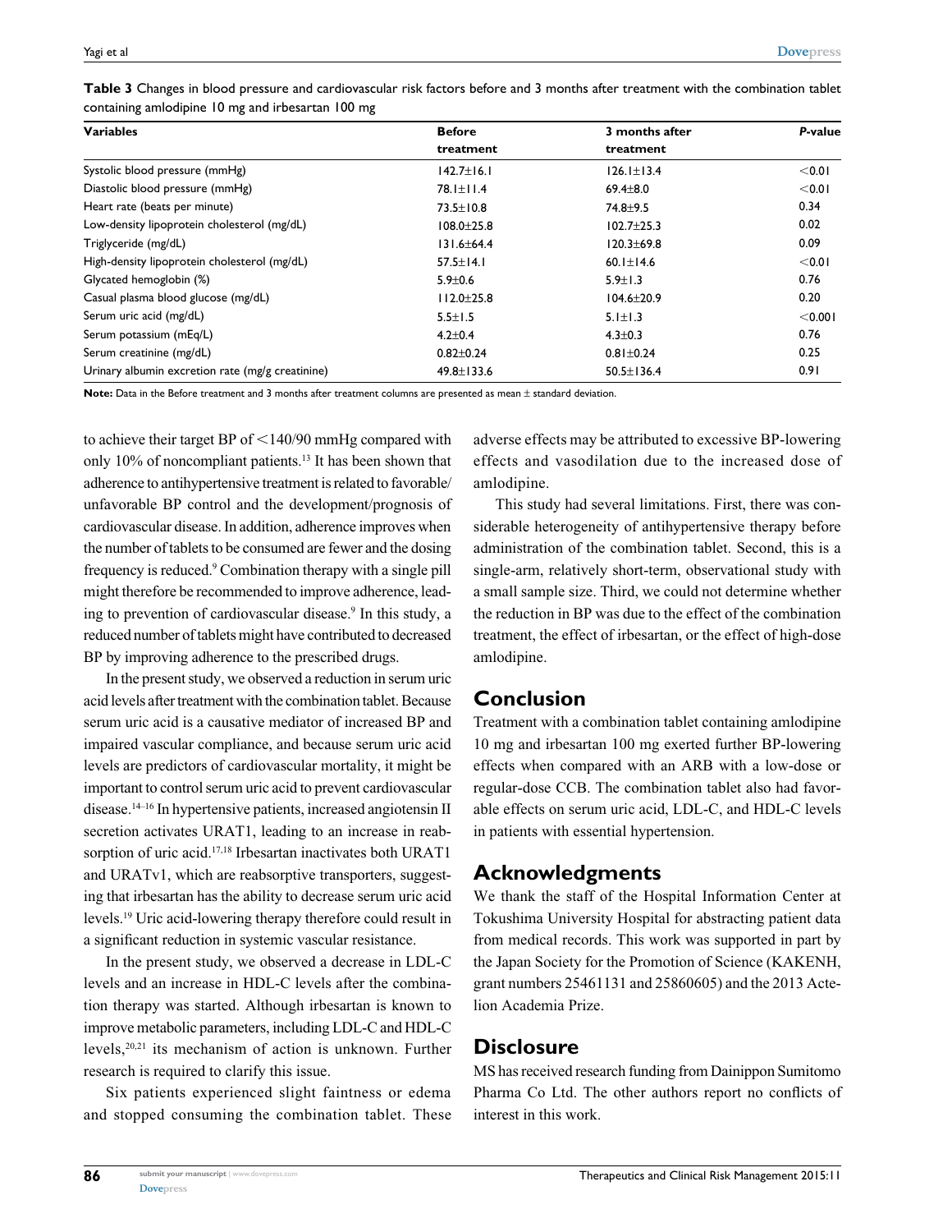**Table 3** Changes in blood pressure and cardiovascular risk factors before and 3 months after treatment with the combination tablet containing amlodipine 10 mg and irbesartan 100 mg

| Variables | Before treatment | 3 months after treatment | *P*-value |
|---|---|---|---|
| Systolic blood pressure (mmHg) | 142.7±16.1 | 126.1±13.4 | <0.01 |
| Diastolic blood pressure (mmHg) | 78.1±11.4 | 69.4±8.0 | <0.01 |
| Heart rate (beats per minute) | 73.5±10.8 | 74.8±9.5 | 0.34 |
| Low-density lipoprotein cholesterol (mg/dL) | 108.0±25.8 | 102.7±25.3 | 0.02 |
| Triglyceride (mg/dL) | 131.6±64.4 | 120.3±69.8 | 0.09 |
| High-density lipoprotein cholesterol (mg/dL) | 57.5±14.1 | 60.1±14.6 | <0.01 |
| Glycated hemoglobin (%) | 5.9±0.6 | 5.9±1.3 | 0.76 |
| Casual plasma blood glucose (mg/dL) | 112.0±25.8 | 104.6±20.9 | 0.20 |
| Serum uric acid (mg/dL) | 5.5±1.5 | 5.1±1.3 | <0.001 |
| Serum potassium (mEq/L) | 4.2±0.4 | 4.3±0.3 | 0.76 |
| Serum creatinine (mg/dL) | 0.82±0.24 | 0.81±0.24 | 0.25 |
| Urinary albumin excretion rate (mg/g creatinine) | 49.8±133.6 | 50.5±136.4 | 0.91 |

**Note:** Data in the Before treatment and 3 months after treatment columns are presented as mean ± standard deviation.

to achieve their target BP of <140/90 mmHg compared with only 10% of noncompliant patients.[13] It has been shown that adherence to antihypertensive treatment is related to favorable/unfavorable BP control and the development/prognosis of cardiovascular disease. In addition, adherence improves when the number of tablets to be consumed are fewer and the dosing frequency is reduced.[9] Combination therapy with a single pill might therefore be recommended to improve adherence, leading to prevention of cardiovascular disease.[9] In this study, a reduced number of tablets might have contributed to decreased BP by improving adherence to the prescribed drugs.

In the present study, we observed a reduction in serum uric acid levels after treatment with the combination tablet. Because serum uric acid is a causative mediator of increased BP and impaired vascular compliance, and because serum uric acid levels are predictors of cardiovascular mortality, it might be important to control serum uric acid to prevent cardiovascular disease.[14–16] In hypertensive patients, increased angiotensin II secretion activates URAT1, leading to an increase in reabsorption of uric acid.[17,18] Irbesartan inactivates both URAT1 and URATv1, which are reabsorptive transporters, suggesting that irbesartan has the ability to decrease serum uric acid levels.[19] Uric acid-lowering therapy therefore could result in a significant reduction in systemic vascular resistance.

In the present study, we observed a decrease in LDL-C levels and an increase in HDL-C levels after the combination therapy was started. Although irbesartan is known to improve metabolic parameters, including LDL-C and HDL-C levels,[20,21] its mechanism of action is unknown. Further research is required to clarify this issue.

Six patients experienced slight faintness or edema and stopped consuming the combination tablet. These adverse effects may be attributed to excessive BP-lowering effects and vasodilation due to the increased dose of amlodipine.

This study had several limitations. First, there was considerable heterogeneity of antihypertensive therapy before administration of the combination tablet. Second, this is a single-arm, relatively short-term, observational study with a small sample size. Third, we could not determine whether the reduction in BP was due to the effect of the combination treatment, the effect of irbesartan, or the effect of high-dose amlodipine.

## Conclusion

Treatment with a combination tablet containing amlodipine 10 mg and irbesartan 100 mg exerted further BP-lowering effects when compared with an ARB with a low-dose or regular-dose CCB. The combination tablet also had favorable effects on serum uric acid, LDL-C, and HDL-C levels in patients with essential hypertension.

## Acknowledgments

We thank the staff of the Hospital Information Center at Tokushima University Hospital for abstracting patient data from medical records. This work was supported in part by the Japan Society for the Promotion of Science (KAKENH, grant numbers 25461131 and 25860605) and the 2013 Actelion Academia Prize.

## Disclosure

MS has received research funding from Dainippon Sumitomo Pharma Co Ltd. The other authors report no conflicts of interest in this work.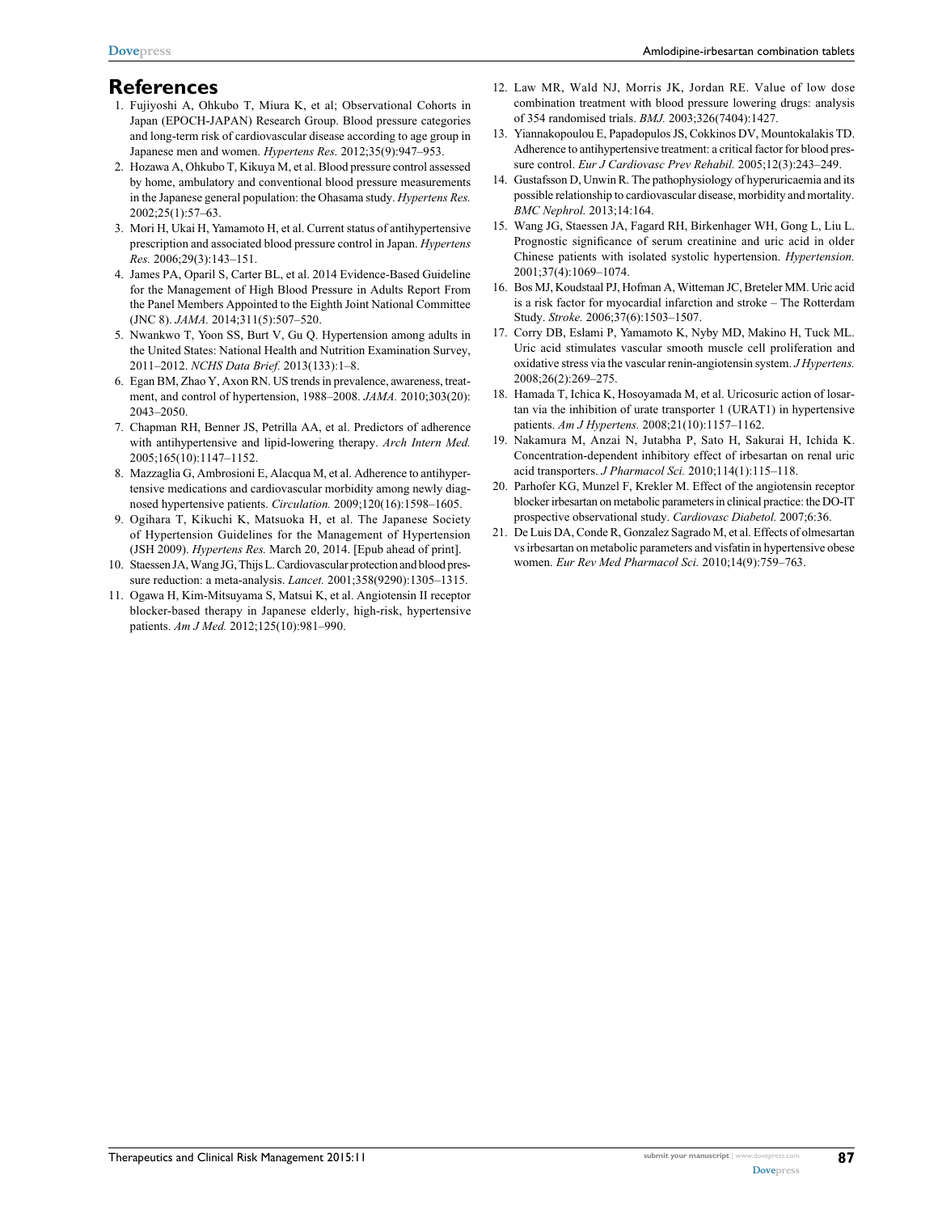## References

1. Fujiyoshi A, Ohkubo T, Miura K, et al; Observational Cohorts in Japan (EPOCH-JAPAN) Research Group. Blood pressure categories and long-term risk of cardiovascular disease according to age group in Japanese men and women. *Hypertens Res.* 2012;35(9):947–953.
2. Hozawa A, Ohkubo T, Kikuya M, et al. Blood pressure control assessed by home, ambulatory and conventional blood pressure measurements in the Japanese general population: the Ohasama study. *Hypertens Res.* 2002;25(1):57–63.
3. Mori H, Ukai H, Yamamoto H, et al. Current status of antihypertensive prescription and associated blood pressure control in Japan. *Hypertens Res.* 2006;29(3):143–151.
4. James PA, Oparil S, Carter BL, et al. 2014 Evidence-Based Guideline for the Management of High Blood Pressure in Adults Report From the Panel Members Appointed to the Eighth Joint National Committee (JNC 8). *JAMA.* 2014;311(5):507–520.
5. Nwankwo T, Yoon SS, Burt V, Gu Q. Hypertension among adults in the United States: National Health and Nutrition Examination Survey, 2011–2012. *NCHS Data Brief.* 2013(133):1–8.
6. Egan BM, Zhao Y, Axon RN. US trends in prevalence, awareness, treatment, and control of hypertension, 1988–2008. *JAMA.* 2010;303(20):2043–2050.
7. Chapman RH, Benner JS, Petrilla AA, et al. Predictors of adherence with antihypertensive and lipid-lowering therapy. *Arch Intern Med.* 2005;165(10):1147–1152.
8. Mazzaglia G, Ambrosioni E, Alacqua M, et al. Adherence to antihypertensive medications and cardiovascular morbidity among newly diagnosed hypertensive patients. *Circulation.* 2009;120(16):1598–1605.
9. Ogihara T, Kikuchi K, Matsuoka H, et al. The Japanese Society of Hypertension Guidelines for the Management of Hypertension (JSH 2009). *Hypertens Res.* March 20, 2014. [Epub ahead of print].
10. Staessen JA, Wang JG, Thijs L. Cardiovascular protection and blood pressure reduction: a meta-analysis. *Lancet.* 2001;358(9290):1305–1315.
11. Ogawa H, Kim-Mitsuyama S, Matsui K, et al. Angiotensin II receptor blocker-based therapy in Japanese elderly, high-risk, hypertensive patients. *Am J Med.* 2012;125(10):981–990.
12. Law MR, Wald NJ, Morris JK, Jordan RE. Value of low dose combination treatment with blood pressure lowering drugs: analysis of 354 randomised trials. *BMJ.* 2003;326(7404):1427.
13. Yiannakopoulou E, Papadopulos JS, Cokkinos DV, Mountokalakis TD. Adherence to antihypertensive treatment: a critical factor for blood pressure control. *Eur J Cardiovasc Prev Rehabil.* 2005;12(3):243–249.
14. Gustafsson D, Unwin R. The pathophysiology of hyperuricaemia and its possible relationship to cardiovascular disease, morbidity and mortality. *BMC Nephrol.* 2013;14:164.
15. Wang JG, Staessen JA, Fagard RH, Birkenhager WH, Gong L, Liu L. Prognostic significance of serum creatinine and uric acid in older Chinese patients with isolated systolic hypertension. *Hypertension.* 2001;37(4):1069–1074.
16. Bos MJ, Koudstaal PJ, Hofman A, Witteman JC, Breteler MM. Uric acid is a risk factor for myocardial infarction and stroke – The Rotterdam Study. *Stroke.* 2006;37(6):1503–1507.
17. Corry DB, Eslami P, Yamamoto K, Nyby MD, Makino H, Tuck ML. Uric acid stimulates vascular smooth muscle cell proliferation and oxidative stress via the vascular renin-angiotensin system. *J Hypertens.* 2008;26(2):269–275.
18. Hamada T, Ichica K, Hosoyamada M, et al. Uricosuric action of losartan via the inhibition of urate transporter 1 (URAT1) in hypertensive patients. *Am J Hypertens.* 2008;21(10):1157–1162.
19. Nakamura M, Anzai N, Jutabha P, Sato H, Sakurai H, Ichida K. Concentration-dependent inhibitory effect of irbesartan on renal uric acid transporters. *J Pharmacol Sci.* 2010;114(1):115–118.
20. Parhofer KG, Munzel F, Krekler M. Effect of the angiotensin receptor blocker irbesartan on metabolic parameters in clinical practice: the DO-IT prospective observational study. *Cardiovasc Diabetol.* 2007;6:36.
21. De Luis DA, Conde R, Gonzalez Sagrado M, et al. Effects of olmesartan vs irbesartan on metabolic parameters and visfatin in hypertensive obese women. *Eur Rev Med Pharmacol Sci.* 2010;14(9):759–763.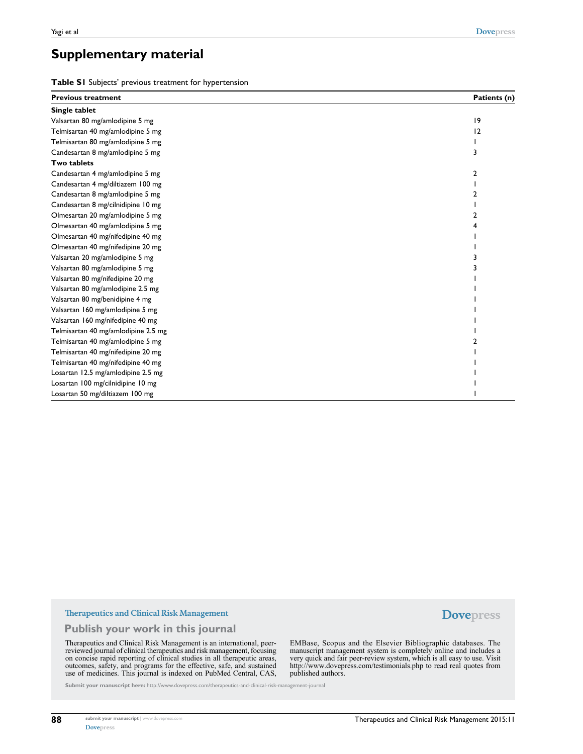## Supplementary material

**Table S1** Subjects' previous treatment for hypertension

| Previous treatment | Patients (n) |
|---|---|
| **Single tablet** | |
| Valsartan 80 mg/amlodipine 5 mg | 19 |
| Telmisartan 40 mg/amlodipine 5 mg | 12 |
| Telmisartan 80 mg/amlodipine 5 mg | 1 |
| Candesartan 8 mg/amlodipine 5 mg | 3 |
| **Two tablets** | |
| Candesartan 4 mg/amlodipine 5 mg | 2 |
| Candesartan 4 mg/diltiazem 100 mg | 1 |
| Candesartan 8 mg/amlodipine 5 mg | 2 |
| Candesartan 8 mg/cilnidipine 10 mg | 1 |
| Olmesartan 20 mg/amlodipine 5 mg | 2 |
| Olmesartan 40 mg/amlodipine 5 mg | 4 |
| Olmesartan 40 mg/nifedipine 40 mg | 1 |
| Olmesartan 40 mg/nifedipine 20 mg | 1 |
| Valsartan 20 mg/amlodipine 5 mg | 3 |
| Valsartan 80 mg/amlodipine 5 mg | 3 |
| Valsartan 80 mg/nifedipine 20 mg | 1 |
| Valsartan 80 mg/amlodipine 2.5 mg | 1 |
| Valsartan 80 mg/benidipine 4 mg | 1 |
| Valsartan 160 mg/amlodipine 5 mg | 1 |
| Valsartan 160 mg/nifedipine 40 mg | 1 |
| Telmisartan 40 mg/amlodipine 2.5 mg | 1 |
| Telmisartan 40 mg/amlodipine 5 mg | 2 |
| Telmisartan 40 mg/nifedipine 20 mg | 1 |
| Telmisartan 40 mg/nifedipine 40 mg | 1 |
| Losartan 12.5 mg/amlodipine 2.5 mg | 1 |
| Losartan 100 mg/cilnidipine 10 mg | 1 |
| Losartan 50 mg/diltiazem 100 mg | 1 |

**Therapeutics and Clinical Risk Management**

**Publish your work in this journal**

Therapeutics and Clinical Risk Management is an international, peer-reviewed journal of clinical therapeutics and risk management, focusing on concise rapid reporting of clinical studies in all therapeutic areas, outcomes, safety, and programs for the effective, safe, and sustained use of medicines. This journal is indexed on PubMed Central, CAS, EMBase, Scopus and the Elsevier Bibliographic databases. The manuscript management system is completely online and includes a very quick and fair peer-review system, which is all easy to use. Visit http://www.dovepress.com/testimonials.php to read real quotes from published authors.

**Submit your manuscript here:** http://www.dovepress.com/therapeutics-and-clinical-risk-management-journal